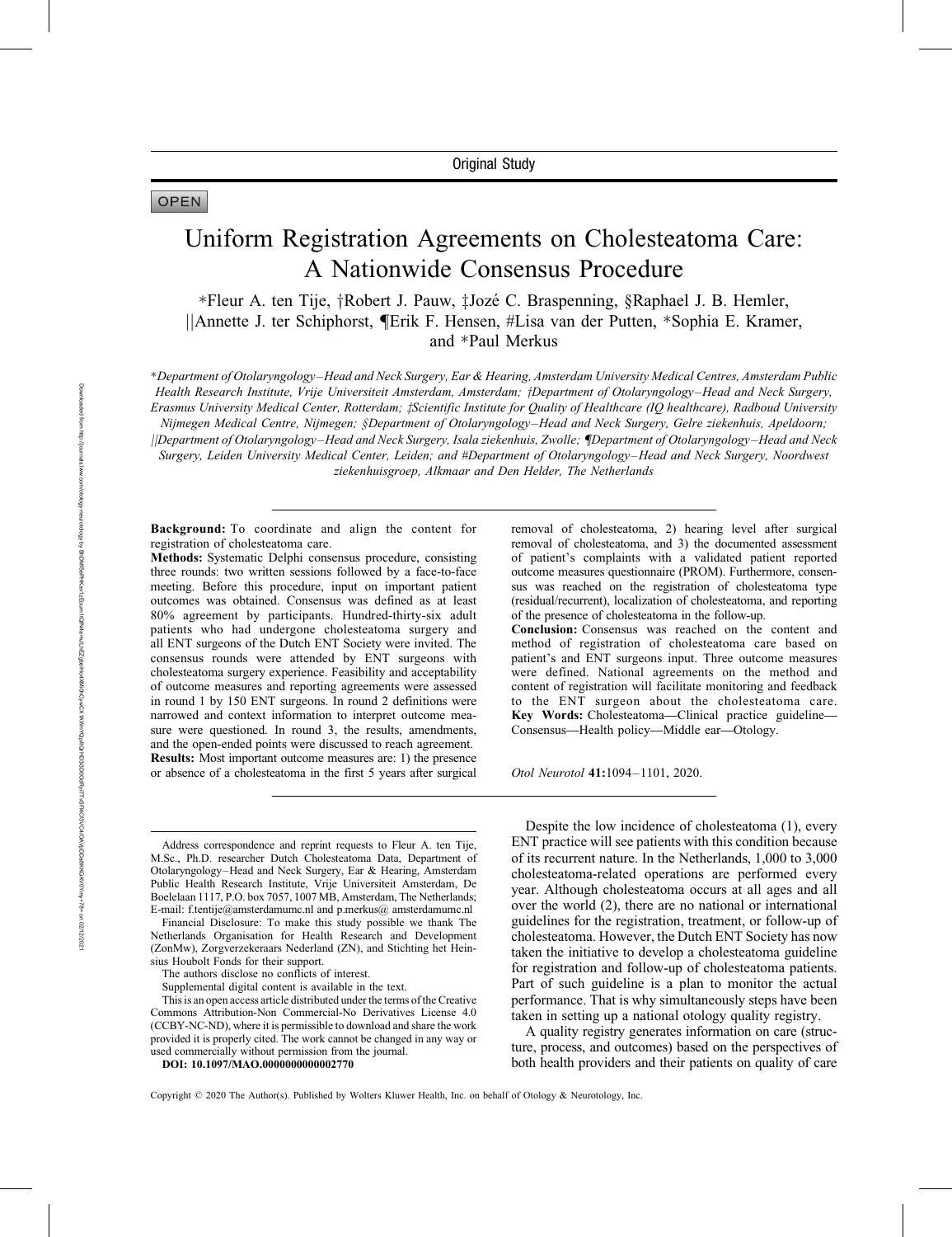Original Study

OPEN

# Uniform Registration Agreements on Cholesteatoma Care: A Nationwide Consensus Procedure

*Fleur A. ten Tije, †Robert J. Pauw, ‡Jozé C. Braspenning, §Raphael J. B. Hemler, ||Annette J. ter Schiphorst, ¶Erik F. Hensen, #Lisa van der Putten, *Sophia E. Kramer, and *Paul Merkus

*\*Department of Otolaryngology–Head and Neck Surgery, Ear & Hearing, Amsterdam University Medical Centres, Amsterdam Public Health Research Institute, Vrije Universiteit Amsterdam, Amsterdam; †Department of Otolaryngology–Head and Neck Surgery, Erasmus University Medical Center, Rotterdam; ‡Scientific Institute for Quality of Healthcare (IQ healthcare), Radboud University Nijmegen Medical Centre, Nijmegen; §Department of Otolaryngology–Head and Neck Surgery, Gelre ziekenhuis, Apeldoorn; ||Department of Otolaryngology–Head and Neck Surgery, Isala ziekenhuis, Zwolle; ¶Department of Otolaryngology–Head and Neck Surgery, Leiden University Medical Center, Leiden; and #Department of Otolaryngology–Head and Neck Surgery, Noordwest ziekenhuisgroep, Alkmaar and Den Helder, The Netherlands*

**Background:** To coordinate and align the content for registration of cholesteatoma care.

**Methods:** Systematic Delphi consensus procedure, consisting three rounds: two written sessions followed by a face-to-face meeting. Before this procedure, input on important patient outcomes was obtained. Consensus was defined as at least 80% agreement by participants. Hundred-thirty-six adult patients who had undergone cholesteatoma surgery and all ENT surgeons of the Dutch ENT Society were invited. The consensus rounds were attended by ENT surgeons with cholesteatoma surgery experience. Feasibility and acceptability of outcome measures and reporting agreements were assessed in round 1 by 150 ENT surgeons. In round 2 definitions were narrowed and context information to interpret outcome measure were questioned. In round 3, the results, amendments, and the open-ended points were discussed to reach agreement.

**Results:** Most important outcome measures are: 1) the presence or absence of a cholesteatoma in the first 5 years after surgical removal of cholesteatoma, 2) hearing level after surgical removal of cholesteatoma, and 3) the documented assessment of patient's complaints with a validated patient reported outcome measures questionnaire (PROM). Furthermore, consensus was reached on the registration of cholesteatoma type (residual/recurrent), localization of cholesteatoma, and reporting of the presence of cholesteatoma in the follow-up.

**Conclusion:** Consensus was reached on the content and method of registration of cholesteatoma care based on patient's and ENT surgeons input. Three outcome measures were defined. National agreements on the method and content of registration will facilitate monitoring and feedback to the ENT surgeon about the cholesteatoma care.

**Key Words:** Cholesteatoma—Clinical practice guideline—Consensus—Health policy—Middle ear—Otology.

*Otol Neurotol* **41:**1094–1101, 2020.

Despite the low incidence of cholesteatoma (1), every ENT practice will see patients with this condition because of its recurrent nature. In the Netherlands, 1,000 to 3,000 cholesteatoma-related operations are performed every year. Although cholesteatoma occurs at all ages and all over the world (2), there are no national or international guidelines for the registration, treatment, or follow-up of cholesteatoma. However, the Dutch ENT Society has now taken the initiative to develop a cholesteatoma guideline for registration and follow-up of cholesteatoma patients. Part of such guideline is a plan to monitor the actual performance. That is why simultaneously steps have been taken in setting up a national otology quality registry.

A quality registry generates information on care (structure, process, and outcomes) based on the perspectives of both health providers and their patients on quality of care

---

Address correspondence and reprint requests to Fleur A. ten Tije, M.Sc., Ph.D. researcher Dutch Cholesteatoma Data, Department of Otolaryngology–Head and Neck Surgery, Ear & Hearing, Amsterdam Public Health Research Institute, Vrije Universiteit Amsterdam, De Boelelaan 1117, P.O. box 7057, 1007 MB, Amsterdam, The Netherlands; E-mail: f.tentije@amsterdamumc.nl and p.merkus@ amsterdamumc.nl

Financial Disclosure: To make this study possible we thank The Netherlands Organisation for Health Research and Development (ZonMw), Zorgverzekeraars Nederland (ZN), and Stichting het Heinsius Houbolt Fonds for their support.

The authors disclose no conflicts of interest.

Supplemental digital content is available in the text.

This is an open access article distributed under the terms of the Creative Commons Attribution-Non Commercial-No Derivatives License 4.0 (CCBY-NC-ND), where it is permissible to download and share the work provided it is properly cited. The work cannot be changed in any way or used commercially without permission from the journal.

**DOI: 10.1097/MAO.0000000000002770**

Copyright © 2020 The Author(s). Published by Wolters Kluwer Health, Inc. on behalf of Otology & Neurotology, Inc.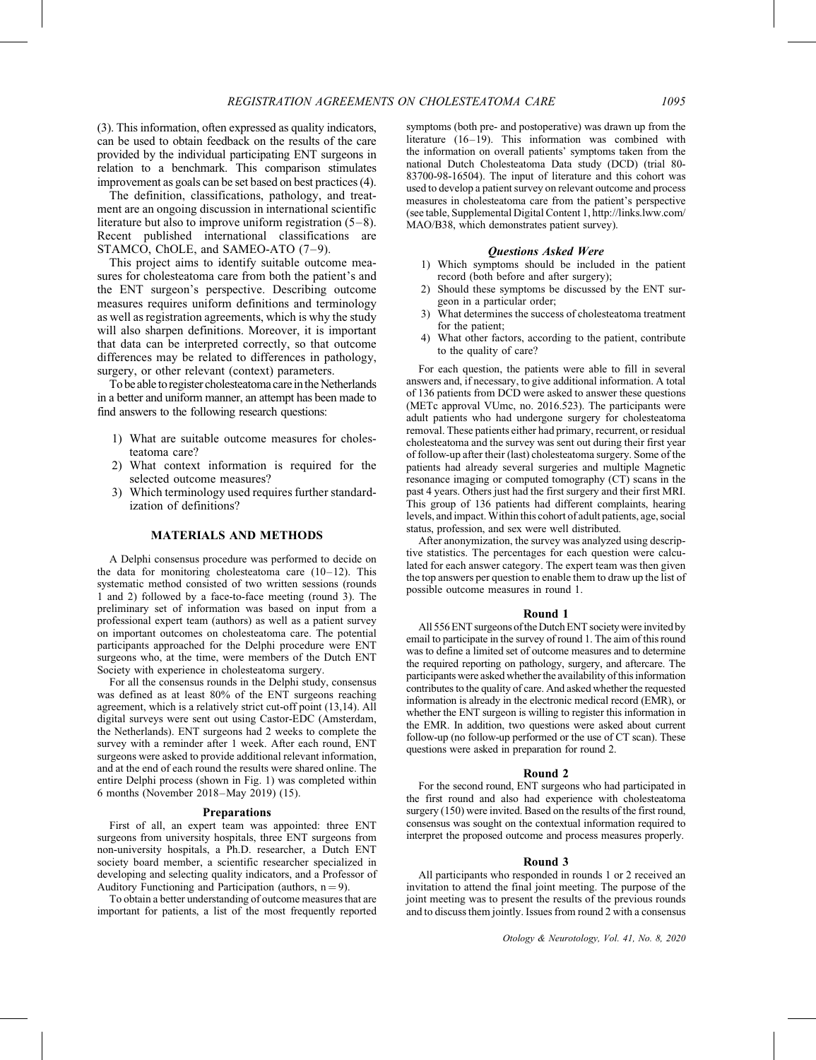(3). This information, often expressed as quality indicators, can be used to obtain feedback on the results of the care provided by the individual participating ENT surgeons in relation to a benchmark. This comparison stimulates improvement as goals can be set based on best practices (4).

The definition, classifications, pathology, and treatment are an ongoing discussion in international scientific literature but also to improve uniform registration (5–8). Recent published international classifications are STAMCO, ChOLE, and SAMEO-ATO (7–9).

This project aims to identify suitable outcome measures for cholesteatoma care from both the patient's and the ENT surgeon's perspective. Describing outcome measures requires uniform definitions and terminology as well as registration agreements, which is why the study will also sharpen definitions. Moreover, it is important that data can be interpreted correctly, so that outcome differences may be related to differences in pathology, surgery, or other relevant (context) parameters.

To be able to register cholesteatoma care in the Netherlands in a better and uniform manner, an attempt has been made to find answers to the following research questions:

1) What are suitable outcome measures for cholesteatoma care?
2) What context information is required for the selected outcome measures?
3) Which terminology used requires further standardization of definitions?

## MATERIALS AND METHODS

A Delphi consensus procedure was performed to decide on the data for monitoring cholesteatoma care (10–12). This systematic method consisted of two written sessions (rounds 1 and 2) followed by a face-to-face meeting (round 3). The preliminary set of information was based on input from a professional expert team (authors) as well as a patient survey on important outcomes on cholesteatoma care. The potential participants approached for the Delphi procedure were ENT surgeons who, at the time, were members of the Dutch ENT Society with experience in cholesteatoma surgery.

For all the consensus rounds in the Delphi study, consensus was defined as at least 80% of the ENT surgeons reaching agreement, which is a relatively strict cut-off point (13,14). All digital surveys were sent out using Castor-EDC (Amsterdam, the Netherlands). ENT surgeons had 2 weeks to complete the survey with a reminder after 1 week. After each round, ENT surgeons were asked to provide additional relevant information, and at the end of each round the results were shared online. The entire Delphi process (shown in Fig. 1) was completed within 6 months (November 2018–May 2019) (15).

### Preparations

First of all, an expert team was appointed: three ENT surgeons from university hospitals, three ENT surgeons from non-university hospitals, a Ph.D. researcher, a Dutch ENT society board member, a scientific researcher specialized in developing and selecting quality indicators, and a Professor of Auditory Functioning and Participation (authors, $n = 9$).

To obtain a better understanding of outcome measures that are important for patients, a list of the most frequently reported symptoms (both pre- and postoperative) was drawn up from the literature (16–19). This information was combined with the information on overall patients' symptoms taken from the national Dutch Cholesteatoma Data study (DCD) (trial 80-83700-98-16504). The input of literature and this cohort was used to develop a patient survey on relevant outcome and process measures in cholesteatoma care from the patient's perspective (see table, Supplemental Digital Content 1, http://links.lww.com/MAO/B38, which demonstrates patient survey).

#### *Questions Asked Were*

1) Which symptoms should be included in the patient record (both before and after surgery);
2) Should these symptoms be discussed by the ENT surgeon in a particular order;
3) What determines the success of cholesteatoma treatment for the patient;
4) What other factors, according to the patient, contribute to the quality of care?

For each question, the patients were able to fill in several answers and, if necessary, to give additional information. A total of 136 patients from DCD were asked to answer these questions (METc approval VUmc, no. 2016.523). The participants were adult patients who had undergone surgery for cholesteatoma removal. These patients either had primary, recurrent, or residual cholesteatoma and the survey was sent out during their first year of follow-up after their (last) cholesteatoma surgery. Some of the patients had already several surgeries and multiple Magnetic resonance imaging or computed tomography (CT) scans in the past 4 years. Others just had the first surgery and their first MRI. This group of 136 patients had different complaints, hearing levels, and impact. Within this cohort of adult patients, age, social status, profession, and sex were well distributed.

After anonymization, the survey was analyzed using descriptive statistics. The percentages for each question were calculated for each answer category. The expert team was then given the top answers per question to enable them to draw up the list of possible outcome measures in round 1.

### Round 1

All 556 ENT surgeons of the Dutch ENT society were invited by email to participate in the survey of round 1. The aim of this round was to define a limited set of outcome measures and to determine the required reporting on pathology, surgery, and aftercare. The participants were asked whether the availability of this information contributes to the quality of care. And asked whether the requested information is already in the electronic medical record (EMR), or whether the ENT surgeon is willing to register this information in the EMR. In addition, two questions were asked about current follow-up (no follow-up performed or the use of CT scan). These questions were asked in preparation for round 2.

### Round 2

For the second round, ENT surgeons who had participated in the first round and also had experience with cholesteatoma surgery (150) were invited. Based on the results of the first round, consensus was sought on the contextual information required to interpret the proposed outcome and process measures properly.

### Round 3

All participants who responded in rounds 1 or 2 received an invitation to attend the final joint meeting. The purpose of the joint meeting was to present the results of the previous rounds and to discuss them jointly. Issues from round 2 with a consensus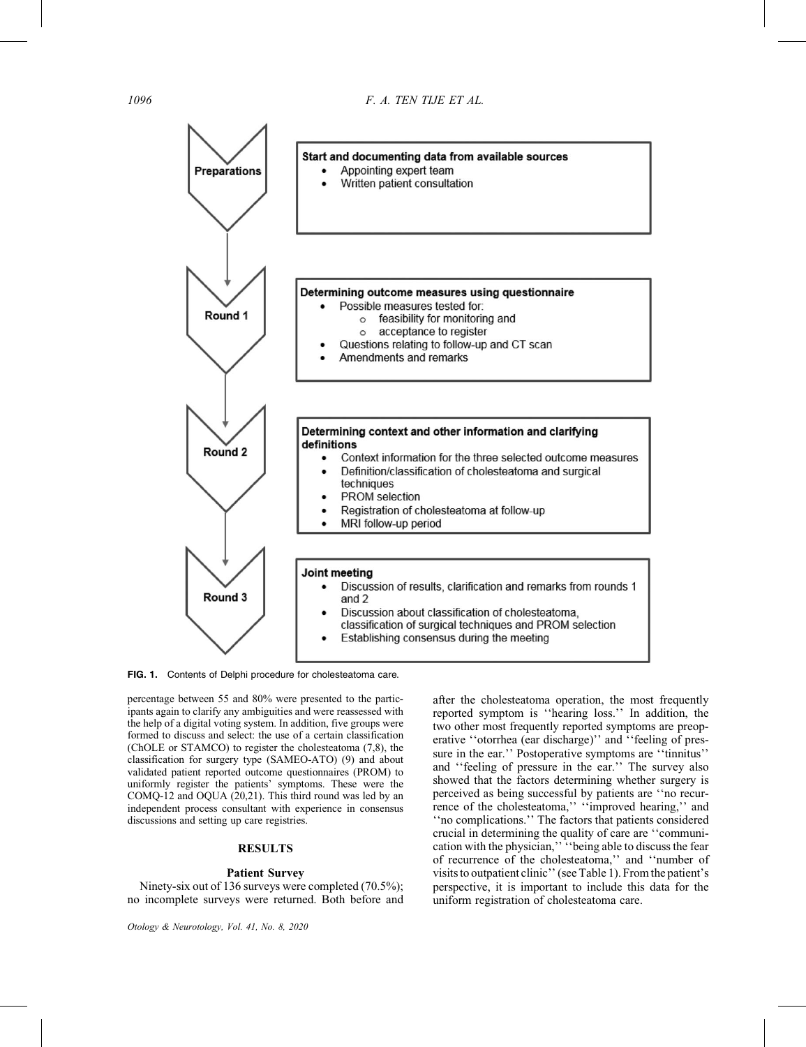**Preparations** — Start and documenting data from available sources
- Appointing expert team
- Written patient consultation

**Round 1** — Determining outcome measures using questionnaire
- Possible measures tested for:
  - feasibility for monitoring and
  - acceptance to register
- Questions relating to follow-up and CT scan
- Amendments and remarks

**Round 2** — Determining context and other information and clarifying definitions
- Context information for the three selected outcome measures
- Definition/classification of cholesteatoma and surgical techniques
- PROM selection
- Registration of cholesteatoma at follow-up
- MRI follow-up period

**Round 3** — Joint meeting
- Discussion of results, clarification and remarks from rounds 1 and 2
- Discussion about classification of cholesteatoma, classification of surgical techniques and PROM selection
- Establishing consensus during the meeting

**FIG. 1.** Contents of Delphi procedure for cholesteatoma care.

percentage between 55 and 80% were presented to the participants again to clarify any ambiguities and were reassessed with the help of a digital voting system. In addition, five groups were formed to discuss and select: the use of a certain classification (ChOLE or STAMCO) to register the cholesteatoma (7,8), the classification for surgery type (SAMEO-ATO) (9) and about validated patient reported outcome questionnaires (PROM) to uniformly register the patients' symptoms. These were the COMQ-12 and OQUA (20,21). This third round was led by an independent process consultant with experience in consensus discussions and setting up care registries.

## RESULTS

### Patient Survey

Ninety-six out of 136 surveys were completed (70.5%); no incomplete surveys were returned. Both before and after the cholesteatoma operation, the most frequently reported symptom is ''hearing loss.'' In addition, the two other most frequently reported symptoms are preoperative ''otorrhea (ear discharge)'' and ''feeling of pressure in the ear.'' Postoperative symptoms are ''tinnitus'' and ''feeling of pressure in the ear.'' The survey also showed that the factors determining whether surgery is perceived as being successful by patients are ''no recurrence of the cholesteatoma,'' ''improved hearing,'' and ''no complications.'' The factors that patients considered crucial in determining the quality of care are ''communication with the physician,'' ''being able to discuss the fear of recurrence of the cholesteatoma,'' and ''number of visits to outpatient clinic'' (see Table 1). From the patient's perspective, it is important to include this data for the uniform registration of cholesteatoma care.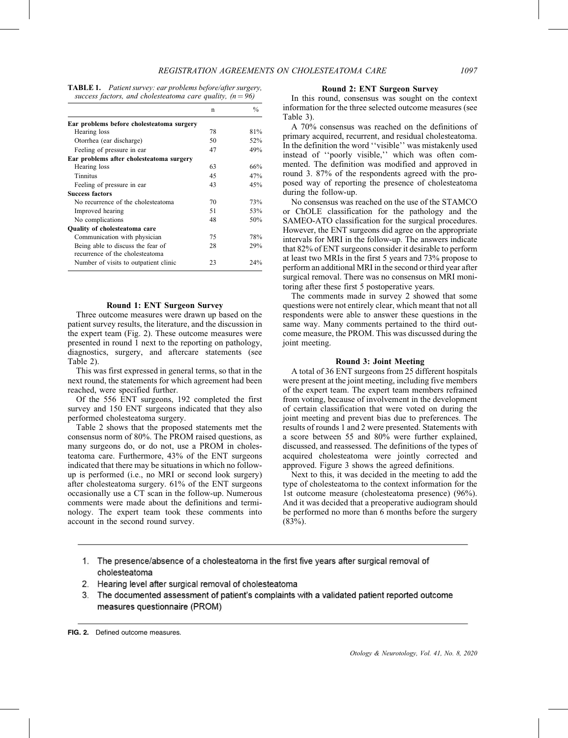**TABLE 1.** *Patient survey: ear problems before/after surgery, success factors, and cholesteatoma care quality, (n = 96)*

| | n | % |
|---|---|---|
| **Ear problems before cholesteatoma surgery** | | |
| Hearing loss | 78 | 81% |
| Otorrhea (ear discharge) | 50 | 52% |
| Feeling of pressure in ear | 47 | 49% |
| **Ear problems after cholesteatoma surgery** | | |
| Hearing loss | 63 | 66% |
| Tinnitus | 45 | 47% |
| Feeling of pressure in ear | 43 | 45% |
| **Success factors** | | |
| No recurrence of the cholesteatoma | 70 | 73% |
| Improved hearing | 51 | 53% |
| No complications | 48 | 50% |
| **Quality of cholesteatoma care** | | |
| Communication with physician | 75 | 78% |
| Being able to discuss the fear of recurrence of the cholesteatoma | 28 | 29% |
| Number of visits to outpatient clinic | 23 | 24% |

### Round 1: ENT Surgeon Survey

Three outcome measures were drawn up based on the patient survey results, the literature, and the discussion in the expert team (Fig. 2). These outcome measures were presented in round 1 next to the reporting on pathology, diagnostics, surgery, and aftercare statements (see Table 2).

This was first expressed in general terms, so that in the next round, the statements for which agreement had been reached, were specified further.

Of the 556 ENT surgeons, 192 completed the first survey and 150 ENT surgeons indicated that they also performed cholesteatoma surgery.

Table 2 shows that the proposed statements met the consensus norm of 80%. The PROM raised questions, as many surgeons do, or do not, use a PROM in cholesteatoma care. Furthermore, 43% of the ENT surgeons indicated that there may be situations in which no follow-up is performed (i.e., no MRI or second look surgery) after cholesteatoma surgery. 61% of the ENT surgeons occasionally use a CT scan in the follow-up. Numerous comments were made about the definitions and terminology. The expert team took these comments into account in the second round survey.

### Round 2: ENT Surgeon Survey

In this round, consensus was sought on the context information for the three selected outcome measures (see Table 3).

A 70% consensus was reached on the definitions of primary acquired, recurrent, and residual cholesteatoma. In the definition the word ''visible'' was mistakenly used instead of ''poorly visible,'' which was often commented. The definition was modified and approved in round 3. 87% of the respondents agreed with the proposed way of reporting the presence of cholesteatoma during the follow-up.

No consensus was reached on the use of the STAMCO or ChOLE classification for the pathology and the SAMEO-ATO classification for the surgical procedures. However, the ENT surgeons did agree on the appropriate intervals for MRI in the follow-up. The answers indicate that 82% of ENT surgeons consider it desirable to perform at least two MRIs in the first 5 years and 73% propose to perform an additional MRI in the second or third year after surgical removal. There was no consensus on MRI monitoring after these first 5 postoperative years.

The comments made in survey 2 showed that some questions were not entirely clear, which meant that not all respondents were able to answer these questions in the same way. Many comments pertained to the third outcome measure, the PROM. This was discussed during the joint meeting.

### Round 3: Joint Meeting

A total of 36 ENT surgeons from 25 different hospitals were present at the joint meeting, including five members of the expert team. The expert team members refrained from voting, because of involvement in the development of certain classification that were voted on during the joint meeting and prevent bias due to preferences. The results of rounds 1 and 2 were presented. Statements with a score between 55 and 80% were further explained, discussed, and reassessed. The definitions of the types of acquired cholesteatoma were jointly corrected and approved. Figure 3 shows the agreed definitions.

Next to this, it was decided in the meeting to add the type of cholesteatoma to the context information for the 1st outcome measure (cholesteatoma presence) (96%). And it was decided that a preoperative audiogram should be performed no more than 6 months before the surgery (83%).

1. The presence/absence of a cholesteatoma in the first five years after surgical removal of cholesteatoma
2. Hearing level after surgical removal of cholesteatoma
3. The documented assessment of patient's complaints with a validated patient reported outcome measures questionnaire (PROM)

**FIG. 2.** Defined outcome measures.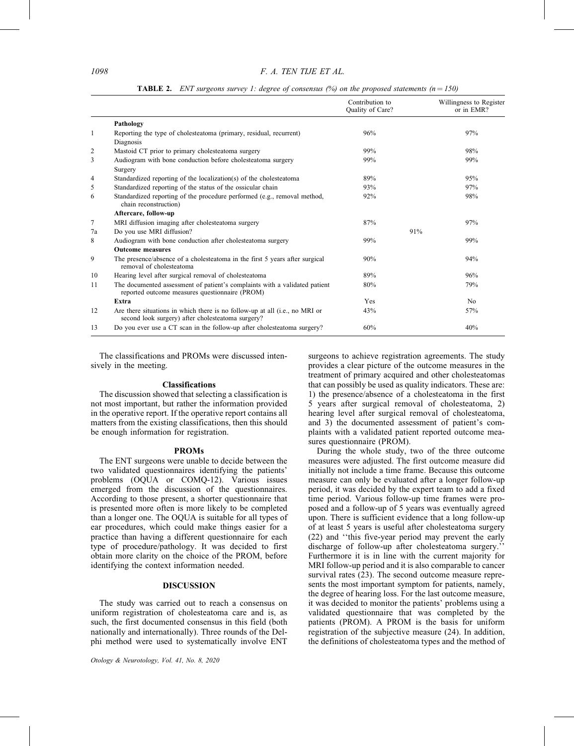**TABLE 2.** *ENT surgeons survey 1: degree of consensus (%) on the proposed statements (n = 150)*

| | | Contribution to Quality of Care? | Willingness to Register or in EMR? |
|---|---|---|---|
| | **Pathology** | | |
| 1 | Reporting the type of cholesteatoma (primary, residual, recurrent) | 96% | 97% |
| | Diagnosis | | |
| 2 | Mastoid CT prior to primary cholesteatoma surgery | 99% | 98% |
| 3 | Audiogram with bone conduction before cholesteatoma surgery | 99% | 99% |
| | Surgery | | |
| 4 | Standardized reporting of the localization(s) of the cholesteatoma | 89% | 95% |
| 5 | Standardized reporting of the status of the ossicular chain | 93% | 97% |
| 6 | Standardized reporting of the procedure performed (e.g., removal method, chain reconstruction) | 92% | 98% |
| | **Aftercare, follow-up** | | |
| 7 | MRI diffusion imaging after cholesteatoma surgery | 87% | 97% |
| 7a | Do you use MRI diffusion? | 91% | |
| 8 | Audiogram with bone conduction after cholesteatoma surgery | 99% | 99% |
| | **Outcome measures** | | |
| 9 | The presence/absence of a cholesteatoma in the first 5 years after surgical removal of cholesteatoma | 90% | 94% |
| 10 | Hearing level after surgical removal of cholesteatoma | 89% | 96% |
| 11 | The documented assessment of patient's complaints with a validated patient reported outcome measures questionnaire (PROM) | 80% | 79% |
| | **Extra** | Yes | No |
| 12 | Are there situations in which there is no follow-up at all (i.e., no MRI or second look surgery) after cholesteatoma surgery? | 43% | 57% |
| 13 | Do you ever use a CT scan in the follow-up after cholesteatoma surgery? | 60% | 40% |

The classifications and PROMs were discussed intensively in the meeting.

### Classifications

The discussion showed that selecting a classification is not most important, but rather the information provided in the operative report. If the operative report contains all matters from the existing classifications, then this should be enough information for registration.

### PROMs

The ENT surgeons were unable to decide between the two validated questionnaires identifying the patients' problems (OQUA or COMQ-12). Various issues emerged from the discussion of the questionnaires. According to those present, a shorter questionnaire that is presented more often is more likely to be completed than a longer one. The OQUA is suitable for all types of ear procedures, which could make things easier for a practice than having a different questionnaire for each type of procedure/pathology. It was decided to first obtain more clarity on the choice of the PROM, before identifying the context information needed.

## DISCUSSION

The study was carried out to reach a consensus on uniform registration of cholesteatoma care and is, as such, the first documented consensus in this field (both nationally and internationally). Three rounds of the Delphi method were used to systematically involve ENT surgeons to achieve registration agreements. The study provides a clear picture of the outcome measures in the treatment of primary acquired and other cholesteatomas that can possibly be used as quality indicators. These are: 1) the presence/absence of a cholesteatoma in the first 5 years after surgical removal of cholesteatoma, 2) hearing level after surgical removal of cholesteatoma, and 3) the documented assessment of patient's complaints with a validated patient reported outcome measures questionnaire (PROM).

During the whole study, two of the three outcome measures were adjusted. The first outcome measure did initially not include a time frame. Because this outcome measure can only be evaluated after a longer follow-up period, it was decided by the expert team to add a fixed time period. Various follow-up time frames were proposed and a follow-up of 5 years was eventually agreed upon. There is sufficient evidence that a long follow-up of at least 5 years is useful after cholesteatoma surgery (22) and ''this five-year period may prevent the early discharge of follow-up after cholesteatoma surgery.'' Furthermore it is in line with the current majority for MRI follow-up period and it is also comparable to cancer survival rates (23). The second outcome measure represents the most important symptom for patients, namely, the degree of hearing loss. For the last outcome measure, it was decided to monitor the patients' problems using a validated questionnaire that was completed by the patients (PROM). A PROM is the basis for uniform registration of the subjective measure (24). In addition, the definitions of cholesteatoma types and the method of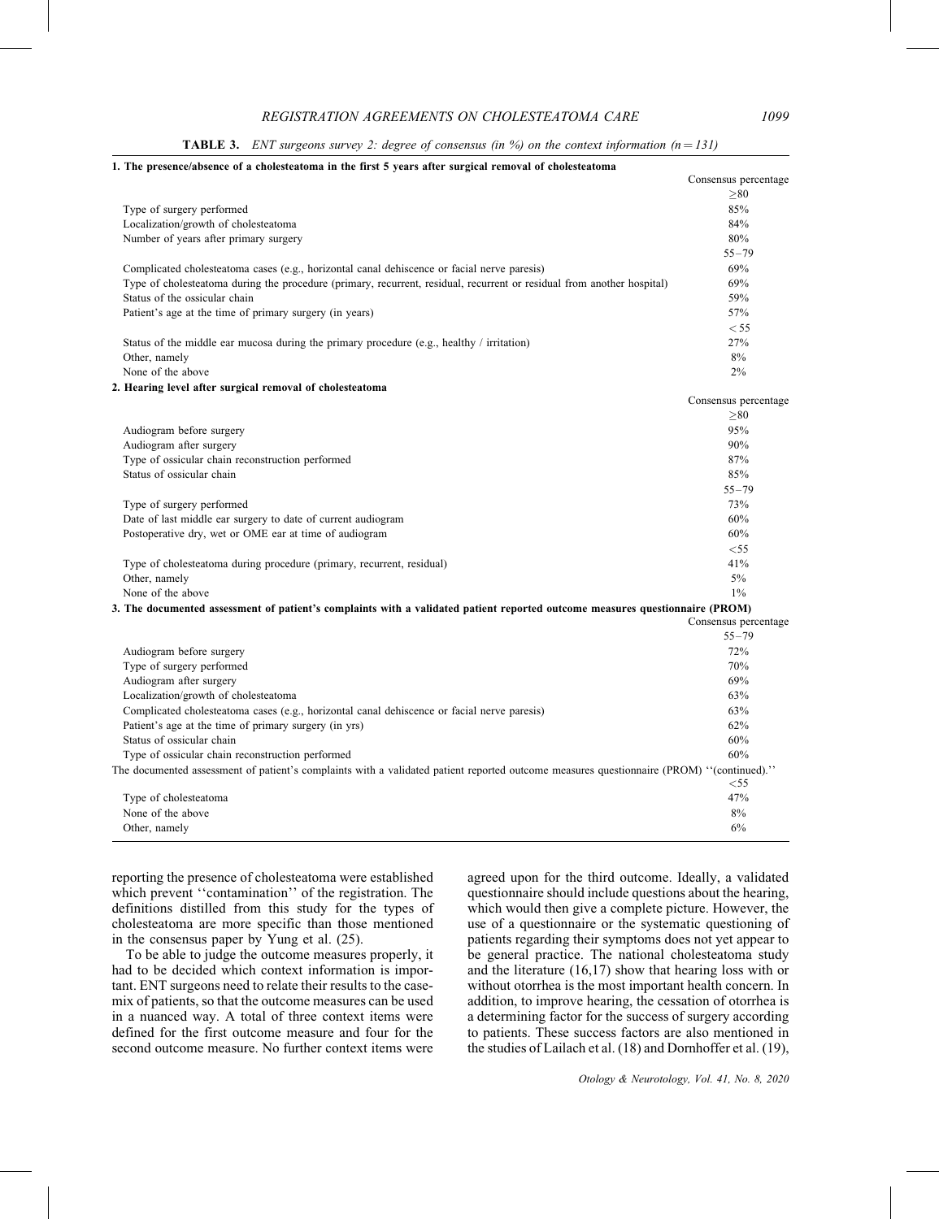**TABLE 3.** *ENT surgeons survey 2: degree of consensus (in %) on the context information (n = 131)*

| | |
|---|---|
| **1. The presence/absence of a cholesteatoma in the first 5 years after surgical removal of cholesteatoma** | |
| | Consensus percentage |
| | ≥80 |
| Type of surgery performed | 85% |
| Localization/growth of cholesteatoma | 84% |
| Number of years after primary surgery | 80% |
| | 55–79 |
| Complicated cholesteatoma cases (e.g., horizontal canal dehiscence or facial nerve paresis) | 69% |
| Type of cholesteatoma during the procedure (primary, recurrent, residual, recurrent or residual from another hospital) | 69% |
| Status of the ossicular chain | 59% |
| Patient's age at the time of primary surgery (in years) | 57% |
| | < 55 |
| Status of the middle ear mucosa during the primary procedure (e.g., healthy / irritation) | 27% |
| Other, namely | 8% |
| None of the above | 2% |
| **2. Hearing level after surgical removal of cholesteatoma** | |
| | Consensus percentage |
| | ≥80 |
| Audiogram before surgery | 95% |
| Audiogram after surgery | 90% |
| Type of ossicular chain reconstruction performed | 87% |
| Status of ossicular chain | 85% |
| | 55–79 |
| Type of surgery performed | 73% |
| Date of last middle ear surgery to date of current audiogram | 60% |
| Postoperative dry, wet or OME ear at time of audiogram | 60% |
| | <55 |
| Type of cholesteatoma during procedure (primary, recurrent, residual) | 41% |
| Other, namely | 5% |
| None of the above | 1% |
| **3. The documented assessment of patient's complaints with a validated patient reported outcome measures questionnaire (PROM)** | |
| | Consensus percentage |
| | 55–79 |
| Audiogram before surgery | 72% |
| Type of surgery performed | 70% |
| Audiogram after surgery | 69% |
| Localization/growth of cholesteatoma | 63% |
| Complicated cholesteatoma cases (e.g., horizontal canal dehiscence or facial nerve paresis) | 63% |
| Patient's age at the time of primary surgery (in yrs) | 62% |
| Status of ossicular chain | 60% |
| Type of ossicular chain reconstruction performed | 60% |
| The documented assessment of patient's complaints with a validated patient reported outcome measures questionnaire (PROM) ''(continued).'' | |
| | <55 |
| Type of cholesteatoma | 47% |
| None of the above | 8% |
| Other, namely | 6% |

reporting the presence of cholesteatoma were established which prevent ''contamination'' of the registration. The definitions distilled from this study for the types of cholesteatoma are more specific than those mentioned in the consensus paper by Yung et al. (25).

To be able to judge the outcome measures properly, it had to be decided which context information is important. ENT surgeons need to relate their results to the case-mix of patients, so that the outcome measures can be used in a nuanced way. A total of three context items were defined for the first outcome measure and four for the second outcome measure. No further context items were agreed upon for the third outcome. Ideally, a validated questionnaire should include questions about the hearing, which would then give a complete picture. However, the use of a questionnaire or the systematic questioning of patients regarding their symptoms does not yet appear to be general practice. The national cholesteatoma study and the literature (16,17) show that hearing loss with or without otorrhea is the most important health concern. In addition, to improve hearing, the cessation of otorrhea is a determining factor for the success of surgery according to patients. These success factors are also mentioned in the studies of Lailach et al. (18) and Dornhoffer et al. (19),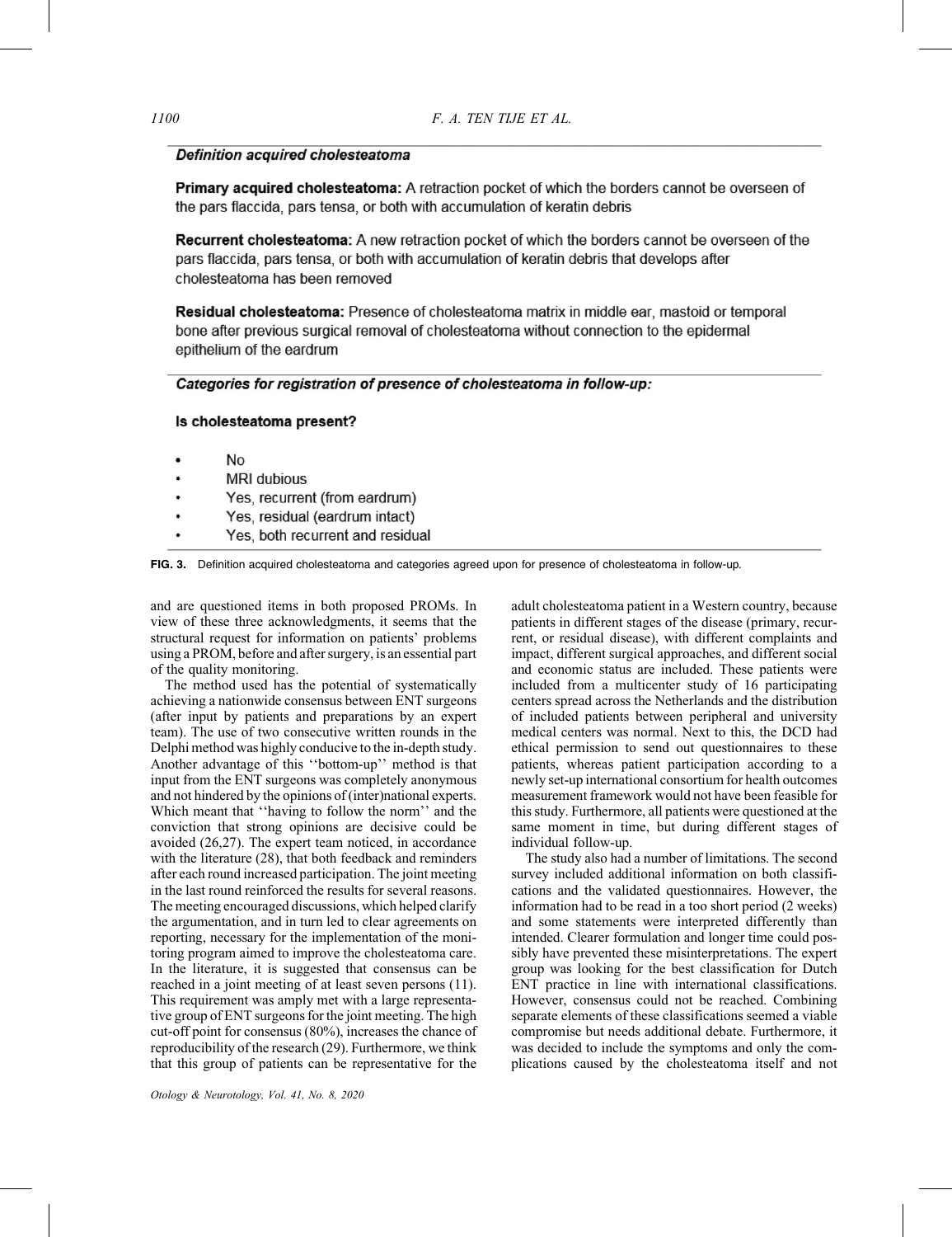***Definition acquired cholesteatoma***

**Primary acquired cholesteatoma:** A retraction pocket of which the borders cannot be overseen of the pars flaccida, pars tensa, or both with accumulation of keratin debris

**Recurrent cholesteatoma:** A new retraction pocket of which the borders cannot be overseen of the pars flaccida, pars tensa, or both with accumulation of keratin debris that develops after cholesteatoma has been removed

**Residual cholesteatoma:** Presence of cholesteatoma matrix in middle ear, mastoid or temporal bone after previous surgical removal of cholesteatoma without connection to the epidermal epithelium of the eardrum

***Categories for registration of presence of cholesteatoma in follow-up:***

**Is cholesteatoma present?**

- No
- MRI dubious
- Yes, recurrent (from eardrum)
- Yes, residual (eardrum intact)
- Yes, both recurrent and residual

**FIG. 3.** Definition acquired cholesteatoma and categories agreed upon for presence of cholesteatoma in follow-up.

and are questioned items in both proposed PROMs. In view of these three acknowledgments, it seems that the structural request for information on patients' problems using a PROM, before and after surgery, is an essential part of the quality monitoring.

The method used has the potential of systematically achieving a nationwide consensus between ENT surgeons (after input by patients and preparations by an expert team). The use of two consecutive written rounds in the Delphi method was highly conducive to the in-depth study. Another advantage of this ''bottom-up'' method is that input from the ENT surgeons was completely anonymous and not hindered by the opinions of (inter)national experts. Which meant that ''having to follow the norm'' and the conviction that strong opinions are decisive could be avoided (26,27). The expert team noticed, in accordance with the literature (28), that both feedback and reminders after each round increased participation. The joint meeting in the last round reinforced the results for several reasons. The meeting encouraged discussions, which helped clarify the argumentation, and in turn led to clear agreements on reporting, necessary for the implementation of the monitoring program aimed to improve the cholesteatoma care. In the literature, it is suggested that consensus can be reached in a joint meeting of at least seven persons (11). This requirement was amply met with a large representative group of ENT surgeons for the joint meeting. The high cut-off point for consensus (80%), increases the chance of reproducibility of the research (29). Furthermore, we think that this group of patients can be representative for the adult cholesteatoma patient in a Western country, because patients in different stages of the disease (primary, recurrent, or residual disease), with different complaints and impact, different surgical approaches, and different social and economic status are included. These patients were included from a multicenter study of 16 participating centers spread across the Netherlands and the distribution of included patients between peripheral and university medical centers was normal. Next to this, the DCD had ethical permission to send out questionnaires to these patients, whereas patient participation according to a newly set-up international consortium for health outcomes measurement framework would not have been feasible for this study. Furthermore, all patients were questioned at the same moment in time, but during different stages of individual follow-up.

The study also had a number of limitations. The second survey included additional information on both classifications and the validated questionnaires. However, the information had to be read in a too short period (2 weeks) and some statements were interpreted differently than intended. Clearer formulation and longer time could possibly have prevented these misinterpretations. The expert group was looking for the best classification for Dutch ENT practice in line with international classifications. However, consensus could not be reached. Combining separate elements of these classifications seemed a viable compromise but needs additional debate. Furthermore, it was decided to include the symptoms and only the complications caused by the cholesteatoma itself and not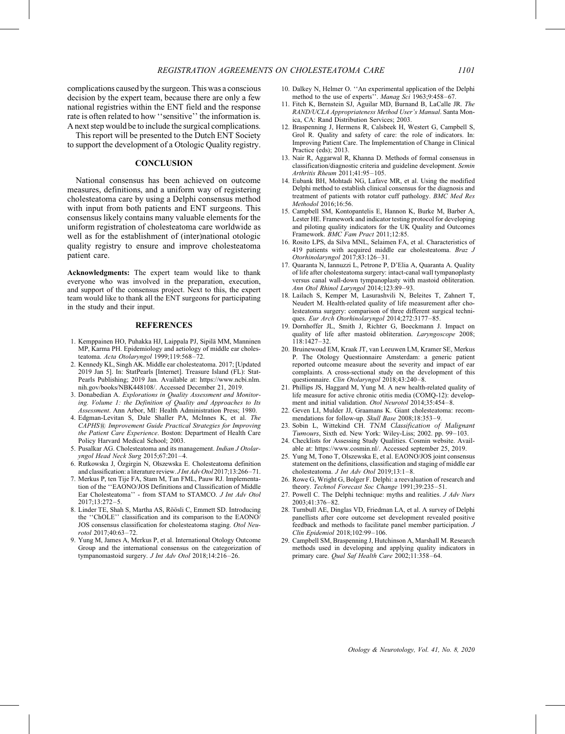complications caused by the surgeon. This was a conscious decision by the expert team, because there are only a few national registries within the ENT field and the response rate is often related to how ''sensitive'' the information is. A next step would be to include the surgical complications.

This report will be presented to the Dutch ENT Society to support the development of a Otologic Quality registry.

## CONCLUSION

National consensus has been achieved on outcome measures, definitions, and a uniform way of registering cholesteatoma care by using a Delphi consensus method with input from both patients and ENT surgeons. This consensus likely contains many valuable elements for the uniform registration of cholesteatoma care worldwide as well as for the establishment of (inter)national otologic quality registry to ensure and improve cholesteatoma patient care.

**Acknowledgments:** The expert team would like to thank everyone who was involved in the preparation, execution, and support of the consensus project. Next to this, the expert team would like to thank all the ENT surgeons for participating in the study and their input.

## REFERENCES

1. Kemppainen HO, Puhakka HJ, Laippala PJ, Sipilä MM, Manninen MP, Karma PH. Epidemiology and aetiology of middle ear cholesteatoma. *Acta Otolaryngol* 1999;119:568–72.
2. Kennedy KL, Singh AK. Middle ear cholesteatoma. 2017; [Updated 2019 Jan 5]. In: StatPearls [Internet]. Treasure Island (FL): StatPearls Publishing; 2019 Jan. Available at: https://www.ncbi.nlm.nih.gov/books/NBK448108/. Accessed December 21, 2019.
3. Donabedian A. *Explorations in Quality Assessment and Monitoring. Volume 1: the Definition of Quality and Approaches to Its Assessment*. Ann Arbor, MI: Health Administration Press; 1980.
4. Edgman-Levitan S, Dale Shaller PA, McInnes K, et al. *The CAPHS® Improvement Guide Practical Strategies for Improving the Patient Care Experience*. Boston: Department of Health Care Policy Harvard Medical School; 2003.
5. Pusalkar AG. Cholesteatoma and its management. *Indian J Otolaryngol Head Neck Surg* 2015;67:201–4.
6. Rutkowska J, Özgirgin N, Olszewska E. Cholesteatoma definition and classification: a literature review. *J Int Adv Otol* 2017;13:266–71.
7. Merkus P, ten Tije FA, Stam M, Tan FML, Pauw RJ. Implementation of the ''EAONO/JOS Definitions and Classification of Middle Ear Cholesteatoma'' - from STAM to STAMCO. *J Int Adv Otol* 2017;13:272–5.
8. Linder TE, Shah S, Martha AS, Röösli C, Emmett SD. Introducing the ''ChOLE'' classification and its comparison to the EAONO/JOS consensus classification for cholesteatoma staging. *Otol Neurotol* 2017;40:63–72.
9. Yung M, James A, Merkus P, et al. International Otology Outcome Group and the international consensus on the categorization of tympanomastoid surgery. *J Int Adv Otol* 2018;14:216–26.
10. Dalkey N, Helmer O. ''An experimental application of the Delphi method to the use of experts''. *Manag Sci* 1963;9:458–67.
11. Fitch K, Bernstein SJ, Aguilar MD, Burnand B, LaCalle JR. *The RAND/UCLA Appropriateness Method User's Manual*. Santa Monica, CA: Rand Distribution Services; 2003.
12. Braspenning J, Hermens R, Calsbeek H, Westert G, Campbell S, Grol R. Quality and safety of care: the role of indicators. In: Improving Patient Care. The Implementation of Change in Clinical Practice (eds); 2013.
13. Nair R, Aggarwal R, Khanna D. Methods of formal consensus in classification/diagnostic criteria and guideline development. *Semin Arthritis Rheum* 2011;41:95–105.
14. Eubank BH, Mohtadi NG, Lafave MR, et al. Using the modified Delphi method to establish clinical consensus for the diagnosis and treatment of patients with rotator cuff pathology. *BMC Med Res Methodol* 2016;16:56.
15. Campbell SM, Kontopantelis E, Hannon K, Burke M, Barber A, Lester HE. Framework and indicator testing protocol for developing and piloting quality indicators for the UK Quality and Outcomes Framework. *BMC Fam Pract* 2011;12:85.
16. Rosito LPS, da Silva MNL, Selaimen FA, et al. Characteristics of 419 patients with acquired middle ear cholesteatoma. *Braz J Otorhinolaryngol* 2017;83:126–31.
17. Quaranta N, Iannuzzi L, Petrone P, D'Elia A, Quaranta A. Quality of life after cholesteatoma surgery: intact-canal wall tympanoplasty versus canal wall-down tympanoplasty with mastoid obliteration. *Ann Otol Rhinol Laryngol* 2014;123:89–93.
18. Lailach S, Kemper M, Lasurashvili N, Beleites T, Zahnert T, Neudert M. Health-related quality of life measurement after cholesteatoma surgery: comparison of three different surgical techniques. *Eur Arch Otorhinolaryngol* 2014;272:3177–85.
19. Dornhoffer JL, Smith J, Richter G, Boeckmann J. Impact on quality of life after mastoid obliteration. *Laryngoscope* 2008; 118:1427–32.
20. Bruinewoud EM, Kraak JT, van Leeuwen LM, Kramer SE, Merkus P. The Otology Questionnaire Amsterdam: a generic patient reported outcome measure about the severity and impact of ear complaints. A cross-sectional study on the development of this questionnaire. *Clin Otolaryngol* 2018;43:240–8.
21. Phillips JS, Haggard M, Yung M. A new health-related quality of life measure for active chronic otitis media (COMQ-12): development and initial validation. *Otol Neurotol* 2014;35:454–8.
22. Geven LI, Mulder JJ, Graamans K. Giant cholesteatoma: recommendations for follow-up. *Skull Base* 2008;18:353–9.
23. Sobin L, Wittekind CH. *TNM Classification of Malignant Tumours*, Sixth ed. New York: Wiley-Liss; 2002. pp. 99–103.
24. Checklists for Assessing Study Qualities. Cosmin website. Available at: https://www.cosmin.nl/. Accessed september 25, 2019.
25. Yung M, Tono T, Olszewska E, et al. EAONO/JOS joint consensus statement on the definitions, classification and staging of middle ear cholesteatoma. *J Int Adv Otol* 2019;13:1–8.
26. Rowe G, Wright G, Bolger F. Delphi: a reevaluation of research and theory. *Technol Forecast Soc Change* 1991;39:235–51.
27. Powell C. The Delphi technique: myths and realities. *J Adv Nurs* 2003;41:376–82.
28. Turnbull AE, Dinglas VD, Friedman LA, et al. A survey of Delphi panellists after core outcome set development revealed positive feedback and methods to facilitate panel member participation. *J Clin Epidemiol* 2018;102:99–106.
29. Campbell SM, Braspenning J, Hutchinson A, Marshall M. Research methods used in developing and applying quality indicators in primary care. *Qual Saf Health Care* 2002;11:358–64.